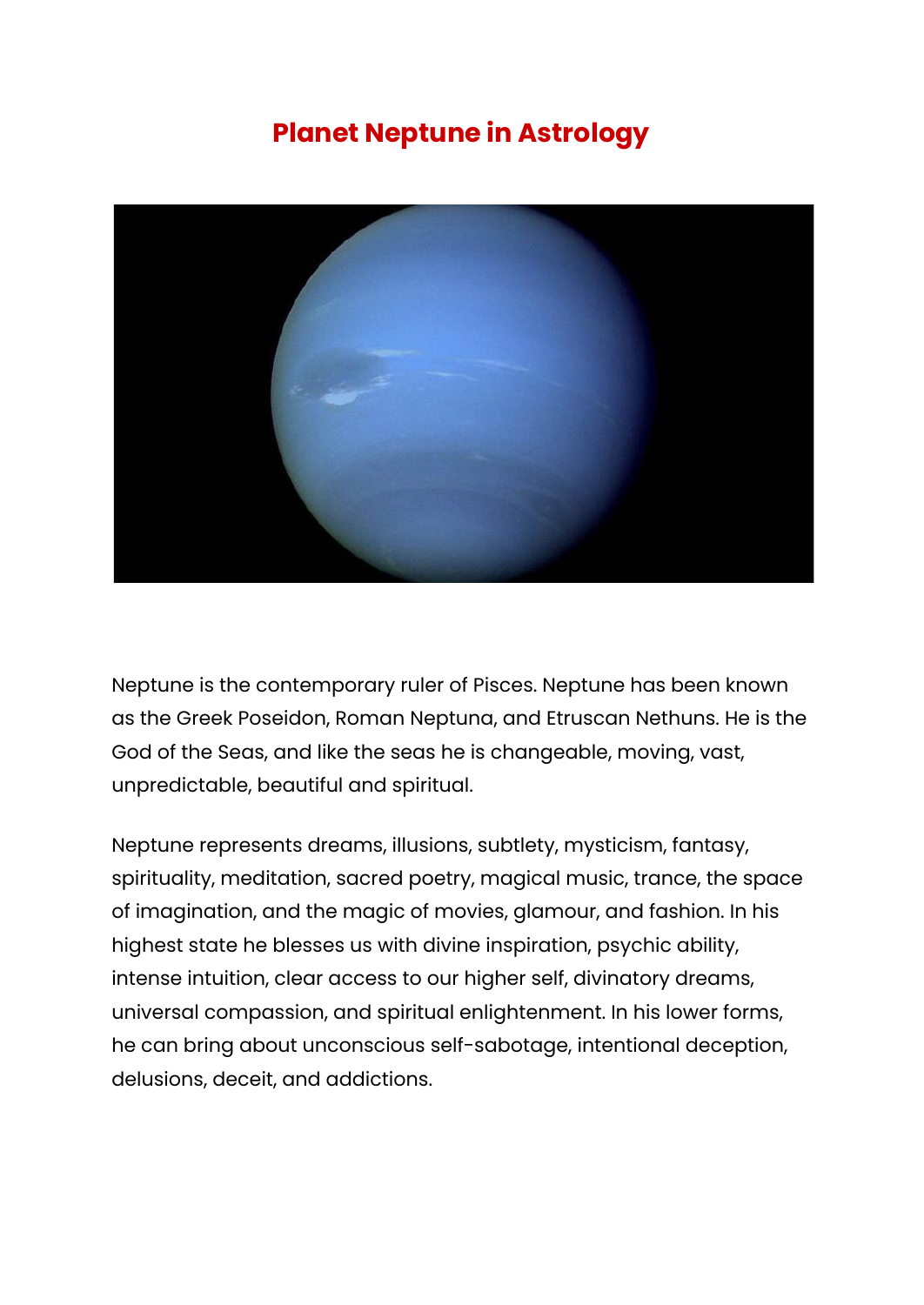# Planet Neptune in Astrology

Neptune is the contemporary ruler of Pisces. Neptune has been known as the Greek Poseidon, Roman Neptuna, and Etruscan Nethuns. He is the God of the Seas, and like the seas he is changeable, moving, vast, unpredictable, beautiful and spiritual.

Neptune represents dreams, illusions, subtlety, mysticism, fantasy, spirituality, meditation, sacred poetry, magical music, trance, the space of imagination, and the magic of movies, glamour, and fashion. In his highest state he blesses us with divine inspiration, psychic ability, intense intuition, clear access to our higher self, divinatory dreams, universal compassion, and spiritual enlightenment. In his lower forms, he can bring about unconscious self-sabotage, intentional deception, delusions, deceit, and addictions.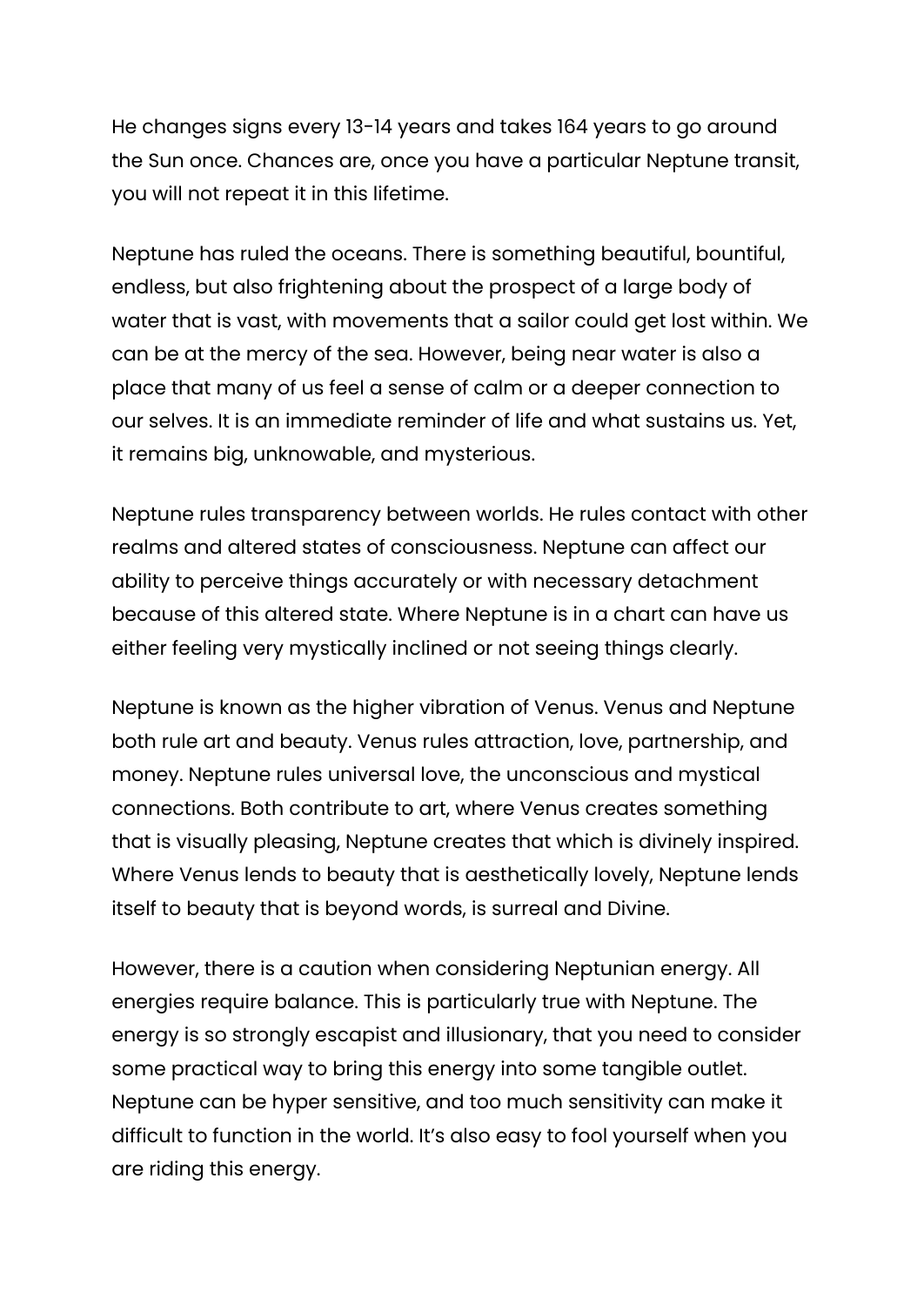He changes signs every 13-14 years and takes 164 years to go around the Sun once. Chances are, once you have a particular Neptune transit, you will not repeat it in this lifetime.

Neptune has ruled the oceans. There is something beautiful, bountiful, endless, but also frightening about the prospect of a large body of water that is vast, with movements that a sailor could get lost within. We can be at the mercy of the sea. However, being near water is also a place that many of us feel a sense of calm or a deeper connection to our selves. It is an immediate reminder of life and what sustains us. Yet, it remains big, unknowable, and mysterious.

Neptune rules transparency between worlds. He rules contact with other realms and altered states of consciousness. Neptune can affect our ability to perceive things accurately or with necessary detachment because of this altered state. Where Neptune is in a chart can have us either feeling very mystically inclined or not seeing things clearly.

Neptune is known as the higher vibration of Venus. Venus and Neptune both rule art and beauty. Venus rules attraction, love, partnership, and money. Neptune rules universal love, the unconscious and mystical connections. Both contribute to art, where Venus creates something that is visually pleasing, Neptune creates that which is divinely inspired. Where Venus lends to beauty that is aesthetically lovely, Neptune lends itself to beauty that is beyond words, is surreal and Divine.

However, there is a caution when considering Neptunian energy. All energies require balance. This is particularly true with Neptune. The energy is so strongly escapist and illusionary, that you need to consider some practical way to bring this energy into some tangible outlet. Neptune can be hyper sensitive, and too much sensitivity can make it difficult to function in the world. It's also easy to fool yourself when you are riding this energy.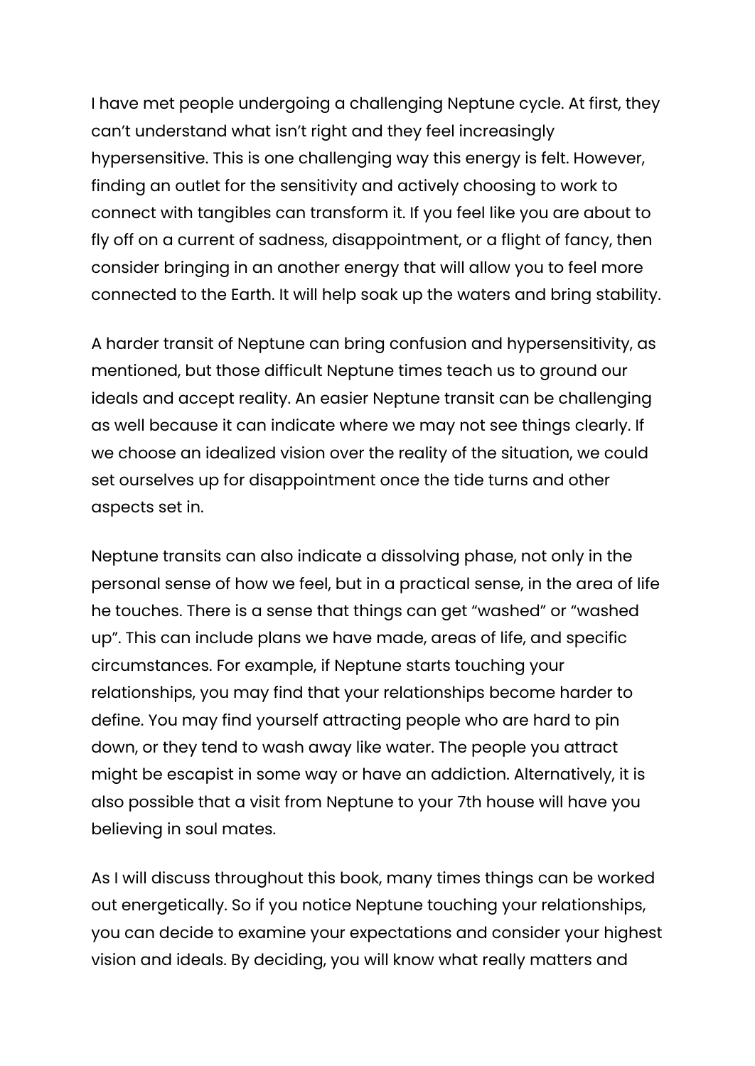I have met people undergoing a challenging Neptune cycle. At first, they can't understand what isn't right and they feel increasingly hypersensitive. This is one challenging way this energy is felt. However, finding an outlet for the sensitivity and actively choosing to work to connect with tangibles can transform it. If you feel like you are about to fly off on a current of sadness, disappointment, or a flight of fancy, then consider bringing in an another energy that will allow you to feel more connected to the Earth. It will help soak up the waters and bring stability.

A harder transit of Neptune can bring confusion and hypersensitivity, as mentioned, but those difficult Neptune times teach us to ground our ideals and accept reality. An easier Neptune transit can be challenging as well because it can indicate where we may not see things clearly. If we choose an idealized vision over the reality of the situation, we could set ourselves up for disappointment once the tide turns and other aspects set in.

Neptune transits can also indicate a dissolving phase, not only in the personal sense of how we feel, but in a practical sense, in the area of life he touches. There is a sense that things can get "washed" or "washed up". This can include plans we have made, areas of life, and specific circumstances. For example, if Neptune starts touching your relationships, you may find that your relationships become harder to define. You may find yourself attracting people who are hard to pin down, or they tend to wash away like water. The people you attract might be escapist in some way or have an addiction. Alternatively, it is also possible that a visit from Neptune to your 7th house will have you believing in soul mates.

As I will discuss throughout this book, many times things can be worked out energetically. So if you notice Neptune touching your relationships, you can decide to examine your expectations and consider your highest vision and ideals. By deciding, you will know what really matters and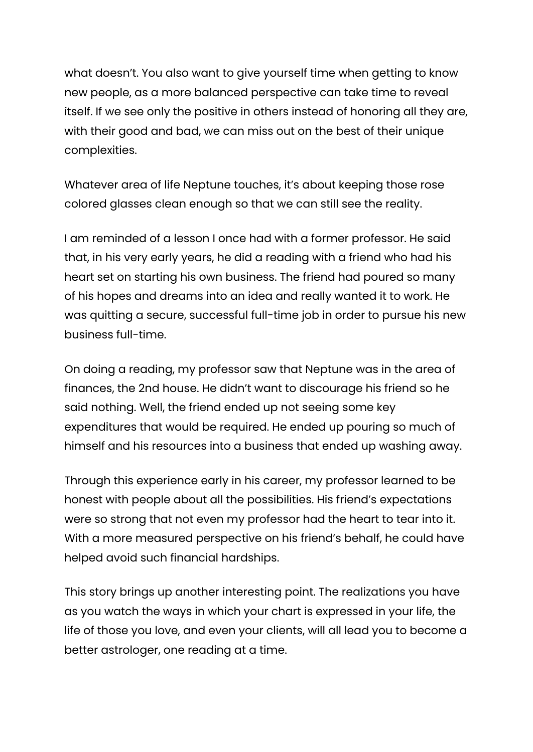what doesn’t. You also want to give yourself time when getting to know new people, as a more balanced perspective can take time to reveal itself. If we see only the positive in others instead of honoring all they are, with their good and bad, we can miss out on the best of their unique complexities.

Whatever area of life Neptune touches, it’s about keeping those rose colored glasses clean enough so that we can still see the reality.

I am reminded of a lesson I once had with a former professor. He said that, in his very early years, he did a reading with a friend who had his heart set on starting his own business. The friend had poured so many of his hopes and dreams into an idea and really wanted it to work. He was quitting a secure, successful full-time job in order to pursue his new business full-time.

On doing a reading, my professor saw that Neptune was in the area of finances, the 2nd house. He didn’t want to discourage his friend so he said nothing. Well, the friend ended up not seeing some key expenditures that would be required. He ended up pouring so much of himself and his resources into a business that ended up washing away.

Through this experience early in his career, my professor learned to be honest with people about all the possibilities. His friend’s expectations were so strong that not even my professor had the heart to tear into it. With a more measured perspective on his friend’s behalf, he could have helped avoid such financial hardships.

This story brings up another interesting point. The realizations you have as you watch the ways in which your chart is expressed in your life, the life of those you love, and even your clients, will all lead you to become a better astrologer, one reading at a time.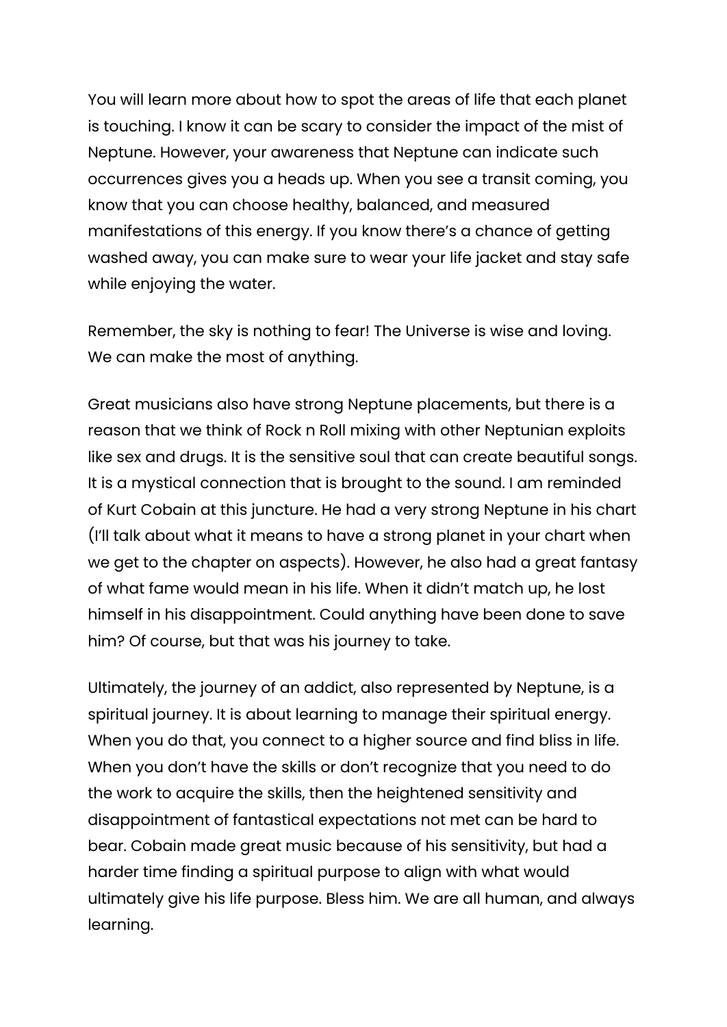You will learn more about how to spot the areas of life that each planet is touching. I know it can be scary to consider the impact of the mist of Neptune. However, your awareness that Neptune can indicate such occurrences gives you a heads up. When you see a transit coming, you know that you can choose healthy, balanced, and measured manifestations of this energy. If you know there's a chance of getting washed away, you can make sure to wear your life jacket and stay safe while enjoying the water.

Remember, the sky is nothing to fear! The Universe is wise and loving. We can make the most of anything.

Great musicians also have strong Neptune placements, but there is a reason that we think of Rock n Roll mixing with other Neptunian exploits like sex and drugs. It is the sensitive soul that can create beautiful songs. It is a mystical connection that is brought to the sound. I am reminded of Kurt Cobain at this juncture. He had a very strong Neptune in his chart (I'll talk about what it means to have a strong planet in your chart when we get to the chapter on aspects). However, he also had a great fantasy of what fame would mean in his life. When it didn't match up, he lost himself in his disappointment. Could anything have been done to save him? Of course, but that was his journey to take.

Ultimately, the journey of an addict, also represented by Neptune, is a spiritual journey. It is about learning to manage their spiritual energy. When you do that, you connect to a higher source and find bliss in life. When you don't have the skills or don't recognize that you need to do the work to acquire the skills, then the heightened sensitivity and disappointment of fantastical expectations not met can be hard to bear. Cobain made great music because of his sensitivity, but had a harder time finding a spiritual purpose to align with what would ultimately give his life purpose. Bless him. We are all human, and always learning.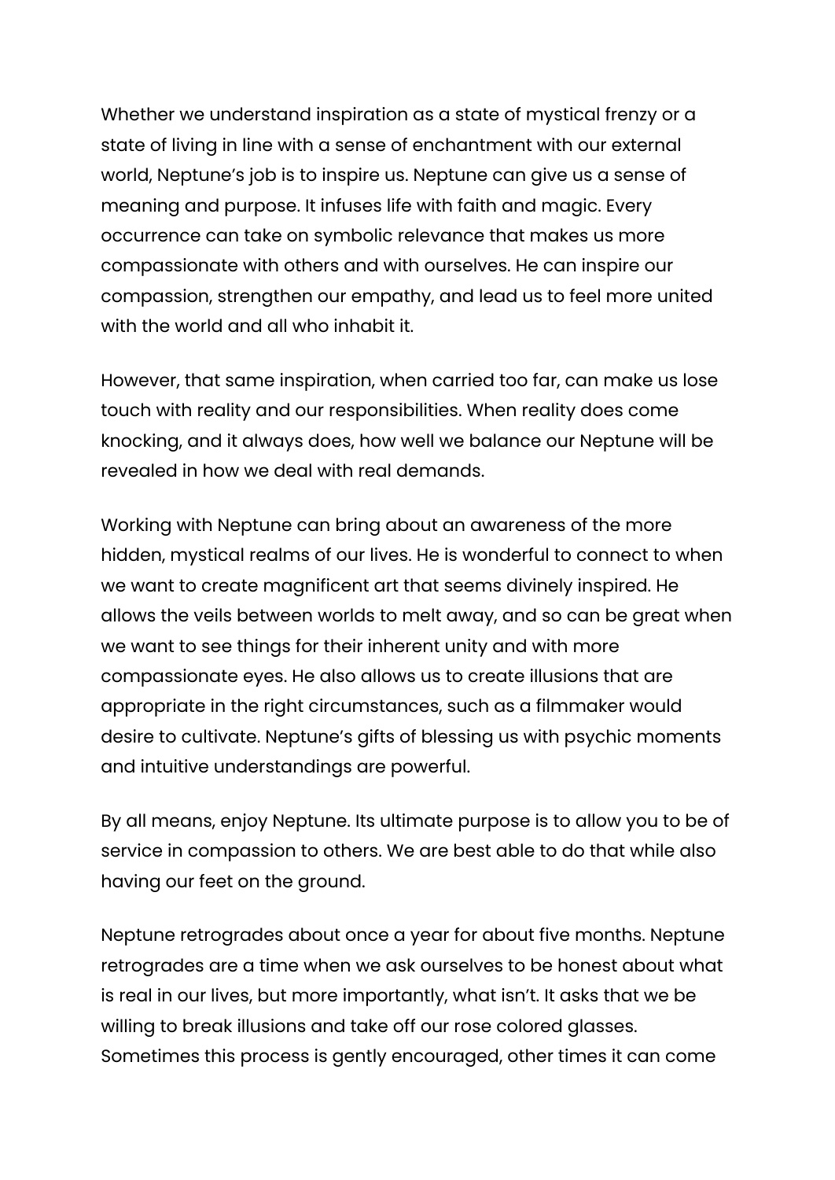Whether we understand inspiration as a state of mystical frenzy or a state of living in line with a sense of enchantment with our external world, Neptune's job is to inspire us. Neptune can give us a sense of meaning and purpose. It infuses life with faith and magic. Every occurrence can take on symbolic relevance that makes us more compassionate with others and with ourselves. He can inspire our compassion, strengthen our empathy, and lead us to feel more united with the world and all who inhabit it.

However, that same inspiration, when carried too far, can make us lose touch with reality and our responsibilities. When reality does come knocking, and it always does, how well we balance our Neptune will be revealed in how we deal with real demands.

Working with Neptune can bring about an awareness of the more hidden, mystical realms of our lives. He is wonderful to connect to when we want to create magnificent art that seems divinely inspired. He allows the veils between worlds to melt away, and so can be great when we want to see things for their inherent unity and with more compassionate eyes. He also allows us to create illusions that are appropriate in the right circumstances, such as a filmmaker would desire to cultivate. Neptune's gifts of blessing us with psychic moments and intuitive understandings are powerful.

By all means, enjoy Neptune. Its ultimate purpose is to allow you to be of service in compassion to others. We are best able to do that while also having our feet on the ground.

Neptune retrogrades about once a year for about five months. Neptune retrogrades are a time when we ask ourselves to be honest about what is real in our lives, but more importantly, what isn't. It asks that we be willing to break illusions and take off our rose colored glasses. Sometimes this process is gently encouraged, other times it can come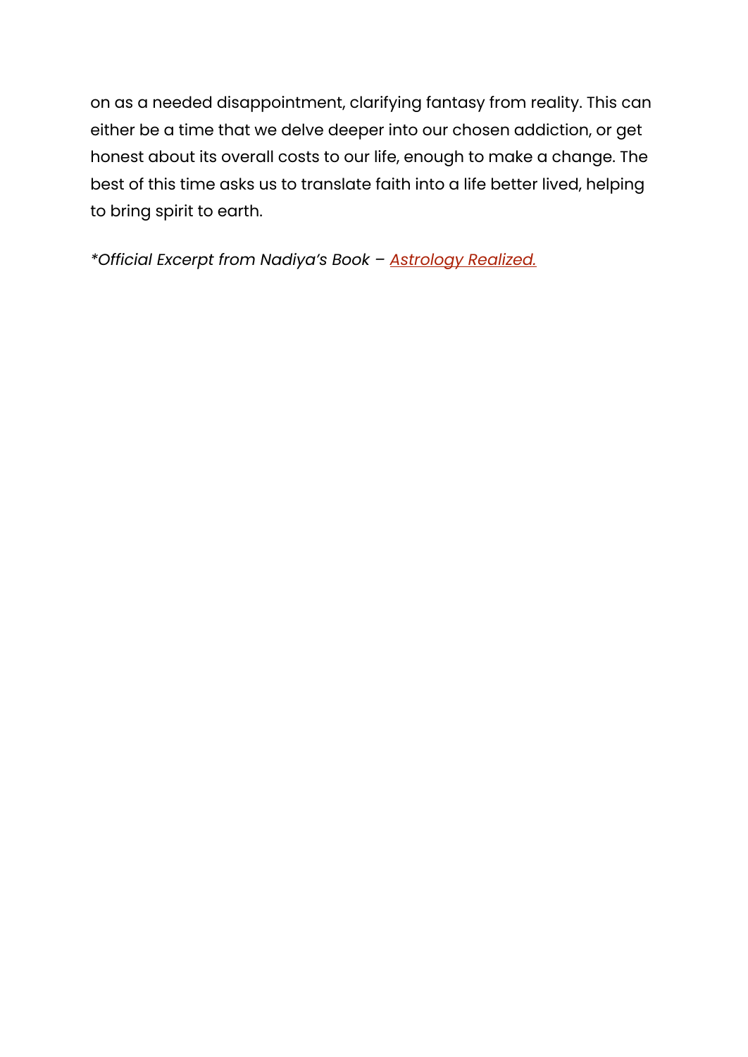on as a needed disappointment, clarifying fantasy from reality. This can either be a time that we delve deeper into our chosen addiction, or get honest about its overall costs to our life, enough to make a change. The best of this time asks us to translate faith into a life better lived, helping to bring spirit to earth.

*\*Official Excerpt from Nadiya's Book – Astrology Realized.*